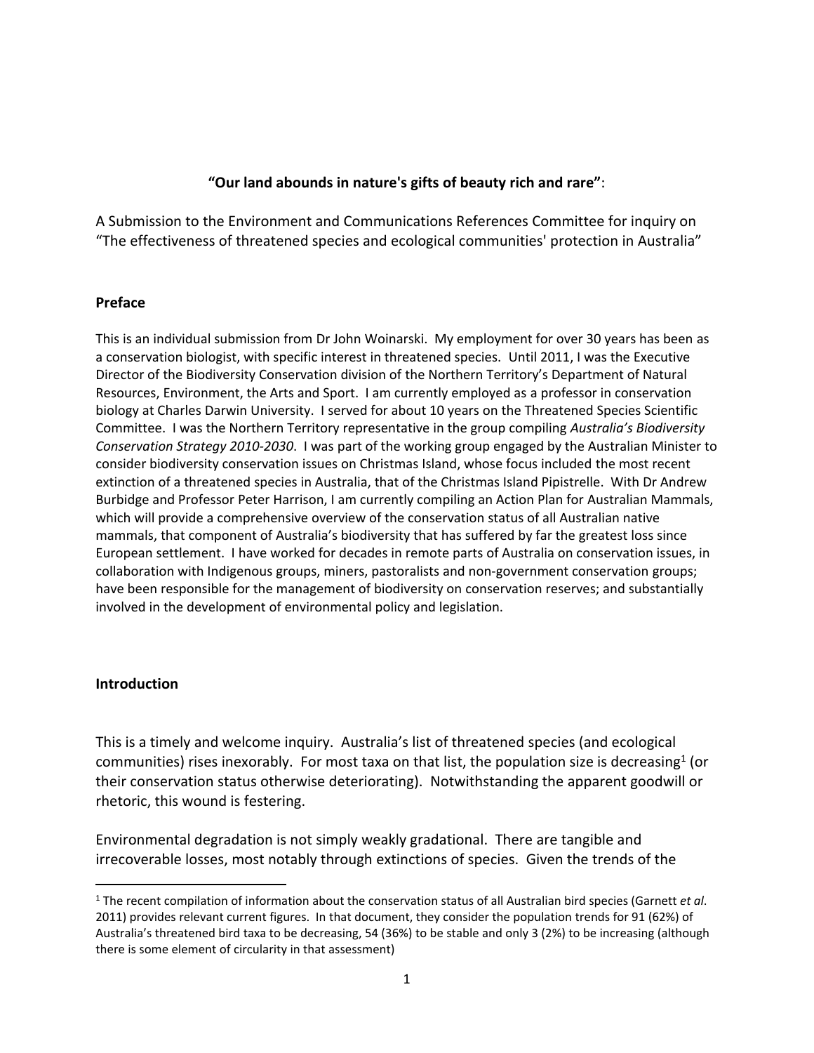**“Our land abounds in nature's gifts of beauty rich and rare”**:

A Submission to the Environment and Communications References Committee for inquiry on “The effectiveness of threatened species and ecological communities' protection in Australia”

## Preface

This is an individual submission from Dr John Woinarski. My employment for over 30 years has been as a conservation biologist, with specific interest in threatened species. Until 2011, I was the Executive Director of the Biodiversity Conservation division of the Northern Territory’s Department of Natural Resources, Environment, the Arts and Sport. I am currently employed as a professor in conservation biology at Charles Darwin University. I served for about 10 years on the Threatened Species Scientific Committee. I was the Northern Territory representative in the group compiling *Australia’s Biodiversity Conservation Strategy 2010-2030*. I was part of the working group engaged by the Australian Minister to consider biodiversity conservation issues on Christmas Island, whose focus included the most recent extinction of a threatened species in Australia, that of the Christmas Island Pipistrelle. With Dr Andrew Burbidge and Professor Peter Harrison, I am currently compiling an Action Plan for Australian Mammals, which will provide a comprehensive overview of the conservation status of all Australian native mammals, that component of Australia’s biodiversity that has suffered by far the greatest loss since European settlement. I have worked for decades in remote parts of Australia on conservation issues, in collaboration with Indigenous groups, miners, pastoralists and non-government conservation groups; have been responsible for the management of biodiversity on conservation reserves; and substantially involved in the development of environmental policy and legislation.

## Introduction

This is a timely and welcome inquiry. Australia’s list of threatened species (and ecological communities) rises inexorably. For most taxa on that list, the population size is decreasing[1] (or their conservation status otherwise deteriorating). Notwithstanding the apparent goodwill or rhetoric, this wound is festering.

Environmental degradation is not simply weakly gradational. There are tangible and irrecoverable losses, most notably through extinctions of species. Given the trends of the

---

[1] The recent compilation of information about the conservation status of all Australian bird species (Garnett *et al*. 2011) provides relevant current figures. In that document, they consider the population trends for 91 (62%) of Australia’s threatened bird taxa to be decreasing, 54 (36%) to be stable and only 3 (2%) to be increasing (although there is some element of circularity in that assessment)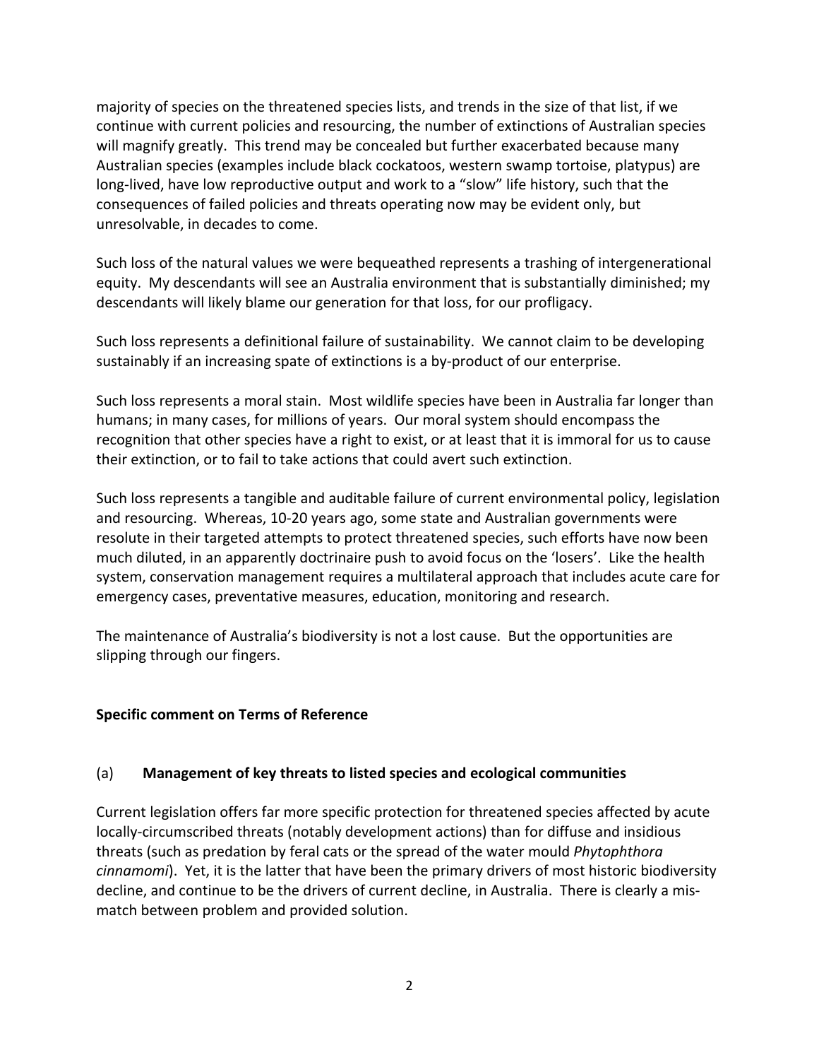majority of species on the threatened species lists, and trends in the size of that list, if we continue with current policies and resourcing, the number of extinctions of Australian species will magnify greatly. This trend may be concealed but further exacerbated because many Australian species (examples include black cockatoos, western swamp tortoise, platypus) are long-lived, have low reproductive output and work to a "slow" life history, such that the consequences of failed policies and threats operating now may be evident only, but unresolvable, in decades to come.

Such loss of the natural values we were bequeathed represents a trashing of intergenerational equity. My descendants will see an Australia environment that is substantially diminished; my descendants will likely blame our generation for that loss, for our profligacy.

Such loss represents a definitional failure of sustainability. We cannot claim to be developing sustainably if an increasing spate of extinctions is a by-product of our enterprise.

Such loss represents a moral stain. Most wildlife species have been in Australia far longer than humans; in many cases, for millions of years. Our moral system should encompass the recognition that other species have a right to exist, or at least that it is immoral for us to cause their extinction, or to fail to take actions that could avert such extinction.

Such loss represents a tangible and auditable failure of current environmental policy, legislation and resourcing. Whereas, 10-20 years ago, some state and Australian governments were resolute in their targeted attempts to protect threatened species, such efforts have now been much diluted, in an apparently doctrinaire push to avoid focus on the 'losers'. Like the health system, conservation management requires a multilateral approach that includes acute care for emergency cases, preventative measures, education, monitoring and research.

The maintenance of Australia's biodiversity is not a lost cause. But the opportunities are slipping through our fingers.

## Specific comment on Terms of Reference

### (a) Management of key threats to listed species and ecological communities

Current legislation offers far more specific protection for threatened species affected by acute locally-circumscribed threats (notably development actions) than for diffuse and insidious threats (such as predation by feral cats or the spread of the water mould *Phytophthora cinnamomi*). Yet, it is the latter that have been the primary drivers of most historic biodiversity decline, and continue to be the drivers of current decline, in Australia. There is clearly a mis-match between problem and provided solution.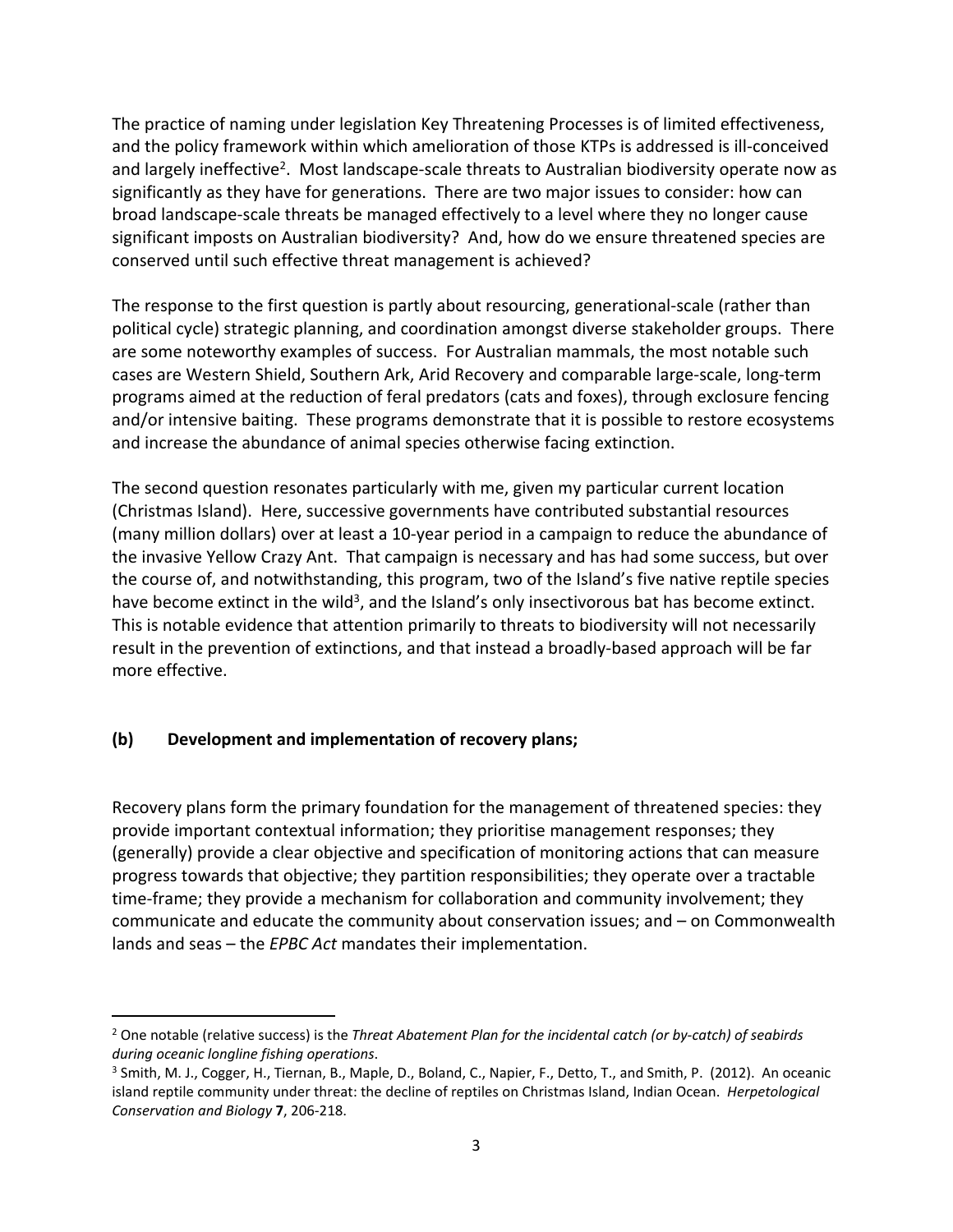The practice of naming under legislation Key Threatening Processes is of limited effectiveness, and the policy framework within which amelioration of those KTPs is addressed is ill-conceived and largely ineffective[2]. Most landscape-scale threats to Australian biodiversity operate now as significantly as they have for generations. There are two major issues to consider: how can broad landscape-scale threats be managed effectively to a level where they no longer cause significant imposts on Australian biodiversity? And, how do we ensure threatened species are conserved until such effective threat management is achieved?

The response to the first question is partly about resourcing, generational-scale (rather than political cycle) strategic planning, and coordination amongst diverse stakeholder groups. There are some noteworthy examples of success. For Australian mammals, the most notable such cases are Western Shield, Southern Ark, Arid Recovery and comparable large-scale, long-term programs aimed at the reduction of feral predators (cats and foxes), through exclosure fencing and/or intensive baiting. These programs demonstrate that it is possible to restore ecosystems and increase the abundance of animal species otherwise facing extinction.

The second question resonates particularly with me, given my particular current location (Christmas Island). Here, successive governments have contributed substantial resources (many million dollars) over at least a 10-year period in a campaign to reduce the abundance of the invasive Yellow Crazy Ant. That campaign is necessary and has had some success, but over the course of, and notwithstanding, this program, two of the Island's five native reptile species have become extinct in the wild[3], and the Island's only insectivorous bat has become extinct. This is notable evidence that attention primarily to threats to biodiversity will not necessarily result in the prevention of extinctions, and that instead a broadly-based approach will be far more effective.

### (b) Development and implementation of recovery plans;

Recovery plans form the primary foundation for the management of threatened species: they provide important contextual information; they prioritise management responses; they (generally) provide a clear objective and specification of monitoring actions that can measure progress towards that objective; they partition responsibilities; they operate over a tractable time-frame; they provide a mechanism for collaboration and community involvement; they communicate and educate the community about conservation issues; and – on Commonwealth lands and seas – the *EPBC Act* mandates their implementation.

---

[2] One notable (relative success) is the *Threat Abatement Plan for the incidental catch (or by-catch) of seabirds during oceanic longline fishing operations*.

[3] Smith, M. J., Cogger, H., Tiernan, B., Maple, D., Boland, C., Napier, F., Detto, T., and Smith, P. (2012). An oceanic island reptile community under threat: the decline of reptiles on Christmas Island, Indian Ocean. *Herpetological Conservation and Biology* **7**, 206-218.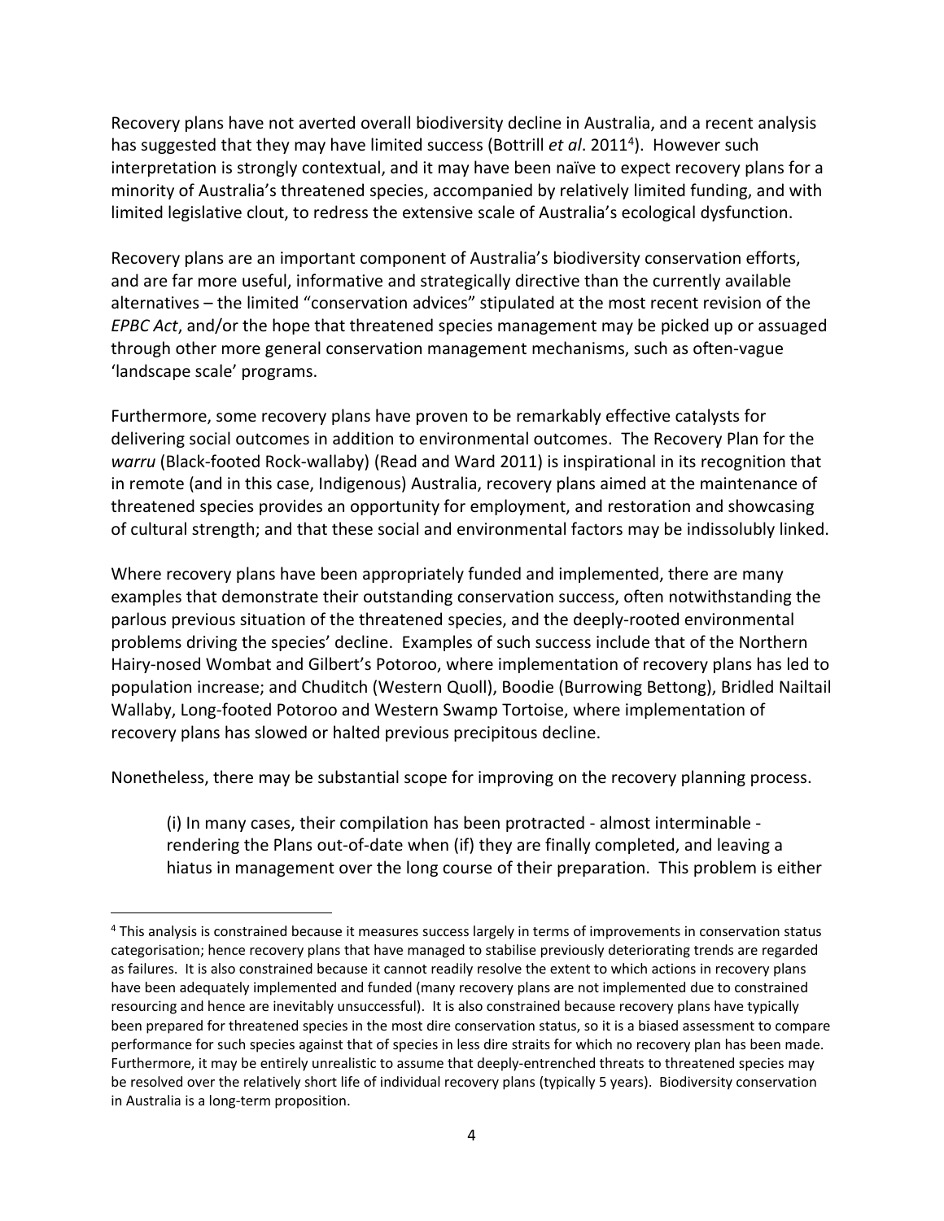Recovery plans have not averted overall biodiversity decline in Australia, and a recent analysis has suggested that they may have limited success (Bottrill *et al*. 2011[4]). However such interpretation is strongly contextual, and it may have been naïve to expect recovery plans for a minority of Australia's threatened species, accompanied by relatively limited funding, and with limited legislative clout, to redress the extensive scale of Australia's ecological dysfunction.

Recovery plans are an important component of Australia's biodiversity conservation efforts, and are far more useful, informative and strategically directive than the currently available alternatives – the limited "conservation advices" stipulated at the most recent revision of the *EPBC Act*, and/or the hope that threatened species management may be picked up or assuaged through other more general conservation management mechanisms, such as often-vague 'landscape scale' programs.

Furthermore, some recovery plans have proven to be remarkably effective catalysts for delivering social outcomes in addition to environmental outcomes. The Recovery Plan for the *warru* (Black-footed Rock-wallaby) (Read and Ward 2011) is inspirational in its recognition that in remote (and in this case, Indigenous) Australia, recovery plans aimed at the maintenance of threatened species provides an opportunity for employment, and restoration and showcasing of cultural strength; and that these social and environmental factors may be indissolubly linked.

Where recovery plans have been appropriately funded and implemented, there are many examples that demonstrate their outstanding conservation success, often notwithstanding the parlous previous situation of the threatened species, and the deeply-rooted environmental problems driving the species' decline. Examples of such success include that of the Northern Hairy-nosed Wombat and Gilbert's Potoroo, where implementation of recovery plans has led to population increase; and Chuditch (Western Quoll), Boodie (Burrowing Bettong), Bridled Nailtail Wallaby, Long-footed Potoroo and Western Swamp Tortoise, where implementation of recovery plans has slowed or halted previous precipitous decline.

Nonetheless, there may be substantial scope for improving on the recovery planning process.

(i) In many cases, their compilation has been protracted - almost interminable - rendering the Plans out-of-date when (if) they are finally completed, and leaving a hiatus in management over the long course of their preparation. This problem is either

---

[4] This analysis is constrained because it measures success largely in terms of improvements in conservation status categorisation; hence recovery plans that have managed to stabilise previously deteriorating trends are regarded as failures. It is also constrained because it cannot readily resolve the extent to which actions in recovery plans have been adequately implemented and funded (many recovery plans are not implemented due to constrained resourcing and hence are inevitably unsuccessful). It is also constrained because recovery plans have typically been prepared for threatened species in the most dire conservation status, so it is a biased assessment to compare performance for such species against that of species in less dire straits for which no recovery plan has been made. Furthermore, it may be entirely unrealistic to assume that deeply-entrenched threats to threatened species may be resolved over the relatively short life of individual recovery plans (typically 5 years). Biodiversity conservation in Australia is a long-term proposition.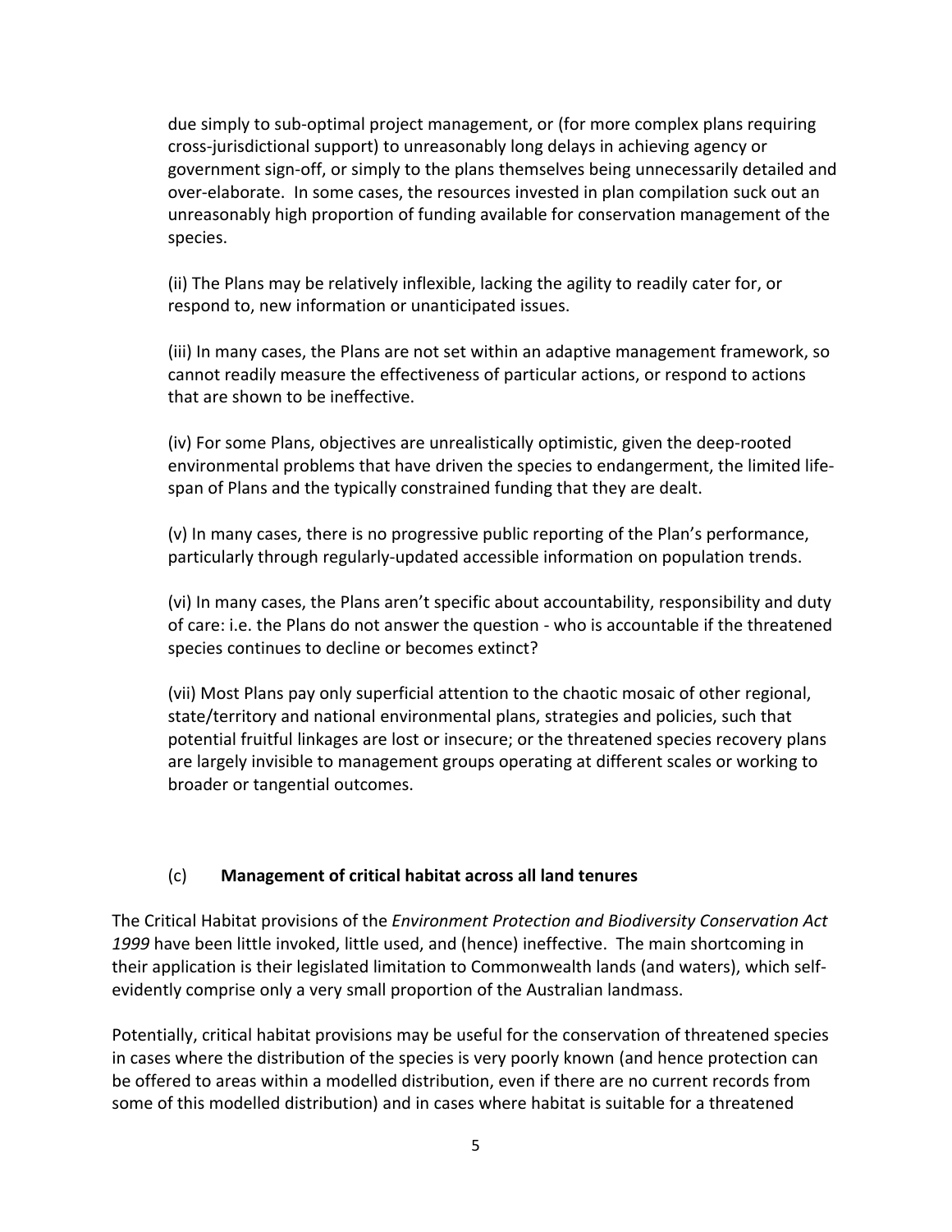due simply to sub-optimal project management, or (for more complex plans requiring cross-jurisdictional support) to unreasonably long delays in achieving agency or government sign-off, or simply to the plans themselves being unnecessarily detailed and over-elaborate. In some cases, the resources invested in plan compilation suck out an unreasonably high proportion of funding available for conservation management of the species.

(ii) The Plans may be relatively inflexible, lacking the agility to readily cater for, or respond to, new information or unanticipated issues.

(iii) In many cases, the Plans are not set within an adaptive management framework, so cannot readily measure the effectiveness of particular actions, or respond to actions that are shown to be ineffective.

(iv) For some Plans, objectives are unrealistically optimistic, given the deep-rooted environmental problems that have driven the species to endangerment, the limited life-span of Plans and the typically constrained funding that they are dealt.

(v) In many cases, there is no progressive public reporting of the Plan's performance, particularly through regularly-updated accessible information on population trends.

(vi) In many cases, the Plans aren't specific about accountability, responsibility and duty of care: i.e. the Plans do not answer the question - who is accountable if the threatened species continues to decline or becomes extinct?

(vii) Most Plans pay only superficial attention to the chaotic mosaic of other regional, state/territory and national environmental plans, strategies and policies, such that potential fruitful linkages are lost or insecure; or the threatened species recovery plans are largely invisible to management groups operating at different scales or working to broader or tangential outcomes.

### (c) Management of critical habitat across all land tenures

The Critical Habitat provisions of the *Environment Protection and Biodiversity Conservation Act 1999* have been little invoked, little used, and (hence) ineffective. The main shortcoming in their application is their legislated limitation to Commonwealth lands (and waters), which self-evidently comprise only a very small proportion of the Australian landmass.

Potentially, critical habitat provisions may be useful for the conservation of threatened species in cases where the distribution of the species is very poorly known (and hence protection can be offered to areas within a modelled distribution, even if there are no current records from some of this modelled distribution) and in cases where habitat is suitable for a threatened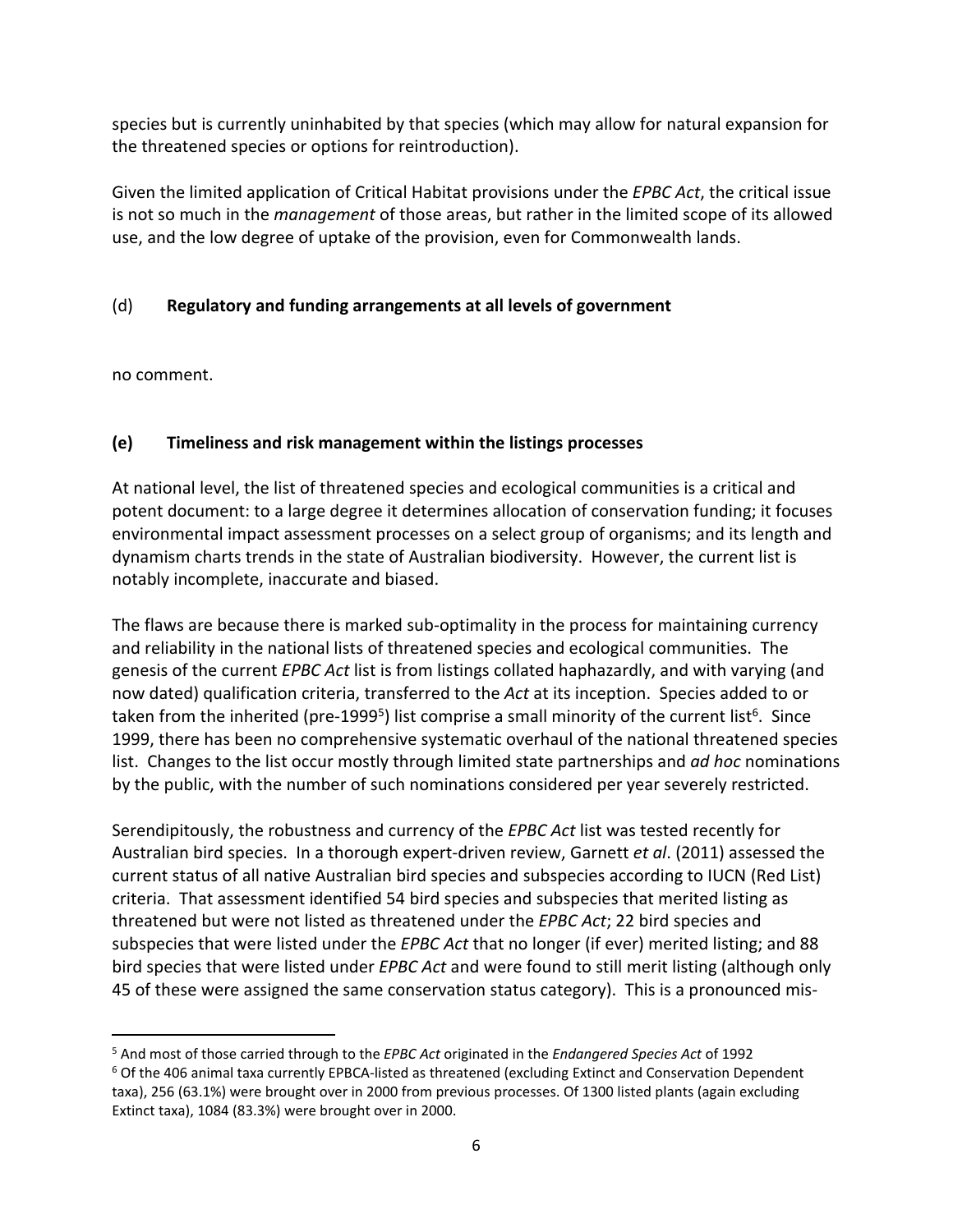species but is currently uninhabited by that species (which may allow for natural expansion for the threatened species or options for reintroduction).

Given the limited application of Critical Habitat provisions under the *EPBC Act*, the critical issue is not so much in the *management* of those areas, but rather in the limited scope of its allowed use, and the low degree of uptake of the provision, even for Commonwealth lands.

### (d) **Regulatory and funding arrangements at all levels of government**

no comment.

### (e) **Timeliness and risk management within the listings processes**

At national level, the list of threatened species and ecological communities is a critical and potent document: to a large degree it determines allocation of conservation funding; it focuses environmental impact assessment processes on a select group of organisms; and its length and dynamism charts trends in the state of Australian biodiversity. However, the current list is notably incomplete, inaccurate and biased.

The flaws are because there is marked sub-optimality in the process for maintaining currency and reliability in the national lists of threatened species and ecological communities. The genesis of the current *EPBC Act* list is from listings collated haphazardly, and with varying (and now dated) qualification criteria, transferred to the *Act* at its inception. Species added to or taken from the inherited (pre-1999[5]) list comprise a small minority of the current list[6]. Since 1999, there has been no comprehensive systematic overhaul of the national threatened species list. Changes to the list occur mostly through limited state partnerships and *ad hoc* nominations by the public, with the number of such nominations considered per year severely restricted.

Serendipitously, the robustness and currency of the *EPBC Act* list was tested recently for Australian bird species. In a thorough expert-driven review, Garnett *et al*. (2011) assessed the current status of all native Australian bird species and subspecies according to IUCN (Red List) criteria. That assessment identified 54 bird species and subspecies that merited listing as threatened but were not listed as threatened under the *EPBC Act*; 22 bird species and subspecies that were listed under the *EPBC Act* that no longer (if ever) merited listing; and 88 bird species that were listed under *EPBC Act* and were found to still merit listing (although only 45 of these were assigned the same conservation status category). This is a pronounced mis-

---

[5] And most of those carried through to the *EPBC Act* originated in the *Endangered Species Act* of 1992

[6] Of the 406 animal taxa currently EPBCA-listed as threatened (excluding Extinct and Conservation Dependent taxa), 256 (63.1%) were brought over in 2000 from previous processes. Of 1300 listed plants (again excluding Extinct taxa), 1084 (83.3%) were brought over in 2000.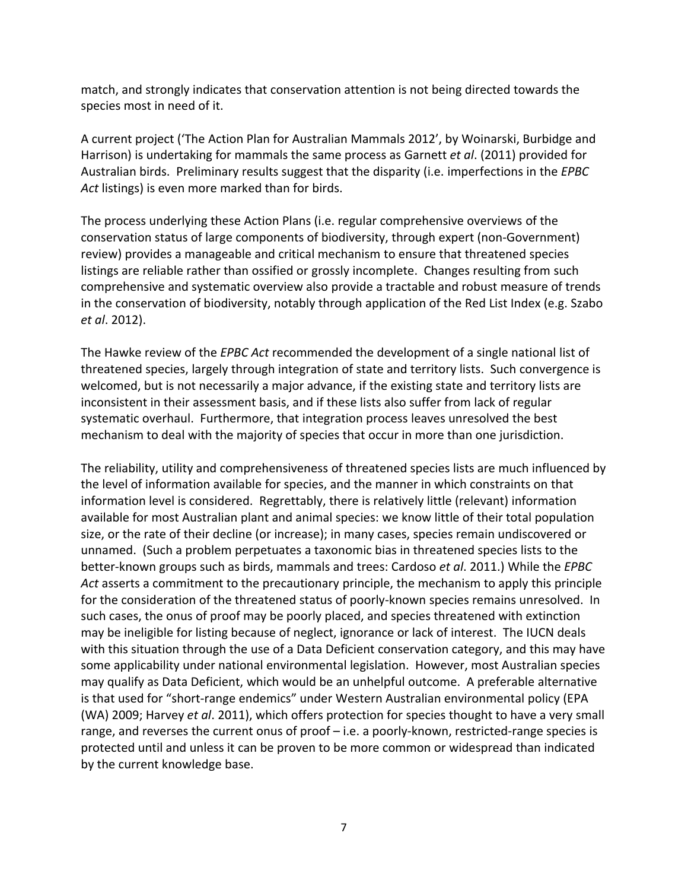match, and strongly indicates that conservation attention is not being directed towards the species most in need of it.

A current project ('The Action Plan for Australian Mammals 2012', by Woinarski, Burbidge and Harrison) is undertaking for mammals the same process as Garnett *et al*. (2011) provided for Australian birds. Preliminary results suggest that the disparity (i.e. imperfections in the *EPBC Act* listings) is even more marked than for birds.

The process underlying these Action Plans (i.e. regular comprehensive overviews of the conservation status of large components of biodiversity, through expert (non-Government) review) provides a manageable and critical mechanism to ensure that threatened species listings are reliable rather than ossified or grossly incomplete. Changes resulting from such comprehensive and systematic overview also provide a tractable and robust measure of trends in the conservation of biodiversity, notably through application of the Red List Index (e.g. Szabo *et al*. 2012).

The Hawke review of the *EPBC Act* recommended the development of a single national list of threatened species, largely through integration of state and territory lists. Such convergence is welcomed, but is not necessarily a major advance, if the existing state and territory lists are inconsistent in their assessment basis, and if these lists also suffer from lack of regular systematic overhaul. Furthermore, that integration process leaves unresolved the best mechanism to deal with the majority of species that occur in more than one jurisdiction.

The reliability, utility and comprehensiveness of threatened species lists are much influenced by the level of information available for species, and the manner in which constraints on that information level is considered. Regrettably, there is relatively little (relevant) information available for most Australian plant and animal species: we know little of their total population size, or the rate of their decline (or increase); in many cases, species remain undiscovered or unnamed. (Such a problem perpetuates a taxonomic bias in threatened species lists to the better-known groups such as birds, mammals and trees: Cardoso *et al*. 2011.) While the *EPBC Act* asserts a commitment to the precautionary principle, the mechanism to apply this principle for the consideration of the threatened status of poorly-known species remains unresolved. In such cases, the onus of proof may be poorly placed, and species threatened with extinction may be ineligible for listing because of neglect, ignorance or lack of interest. The IUCN deals with this situation through the use of a Data Deficient conservation category, and this may have some applicability under national environmental legislation. However, most Australian species may qualify as Data Deficient, which would be an unhelpful outcome. A preferable alternative is that used for "short-range endemics" under Western Australian environmental policy (EPA (WA) 2009; Harvey *et al*. 2011), which offers protection for species thought to have a very small range, and reverses the current onus of proof – i.e. a poorly-known, restricted-range species is protected until and unless it can be proven to be more common or widespread than indicated by the current knowledge base.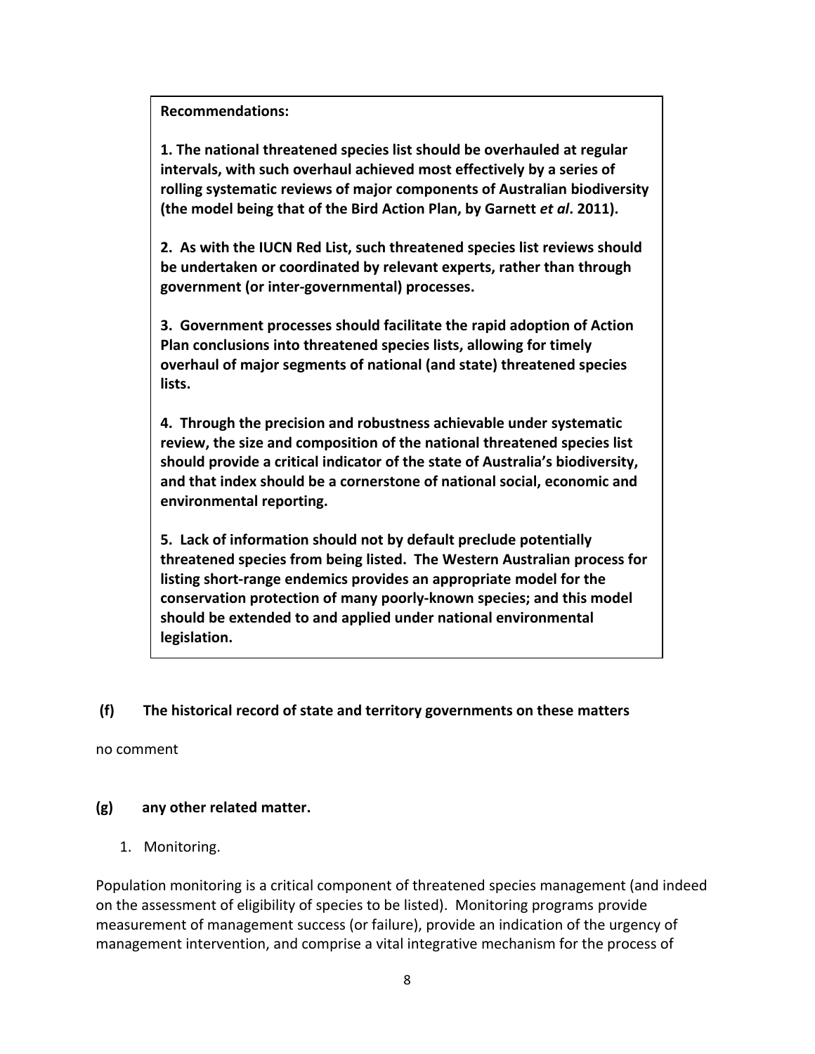**Recommendations:**

**1. The national threatened species list should be overhauled at regular intervals, with such overhaul achieved most effectively by a series of rolling systematic reviews of major components of Australian biodiversity (the model being that of the Bird Action Plan, by Garnett *et al*. 2011).**

**2. As with the IUCN Red List, such threatened species list reviews should be undertaken or coordinated by relevant experts, rather than through government (or inter-governmental) processes.**

**3. Government processes should facilitate the rapid adoption of Action Plan conclusions into threatened species lists, allowing for timely overhaul of major segments of national (and state) threatened species lists.**

**4. Through the precision and robustness achievable under systematic review, the size and composition of the national threatened species list should provide a critical indicator of the state of Australia's biodiversity, and that index should be a cornerstone of national social, economic and environmental reporting.**

**5. Lack of information should not by default preclude potentially threatened species from being listed. The Western Australian process for listing short-range endemics provides an appropriate model for the conservation protection of many poorly-known species; and this model should be extended to and applied under national environmental legislation.**

### (f) The historical record of state and territory governments on these matters

no comment

### (g) any other related matter.

1. Monitoring.

Population monitoring is a critical component of threatened species management (and indeed on the assessment of eligibility of species to be listed). Monitoring programs provide measurement of management success (or failure), provide an indication of the urgency of management intervention, and comprise a vital integrative mechanism for the process of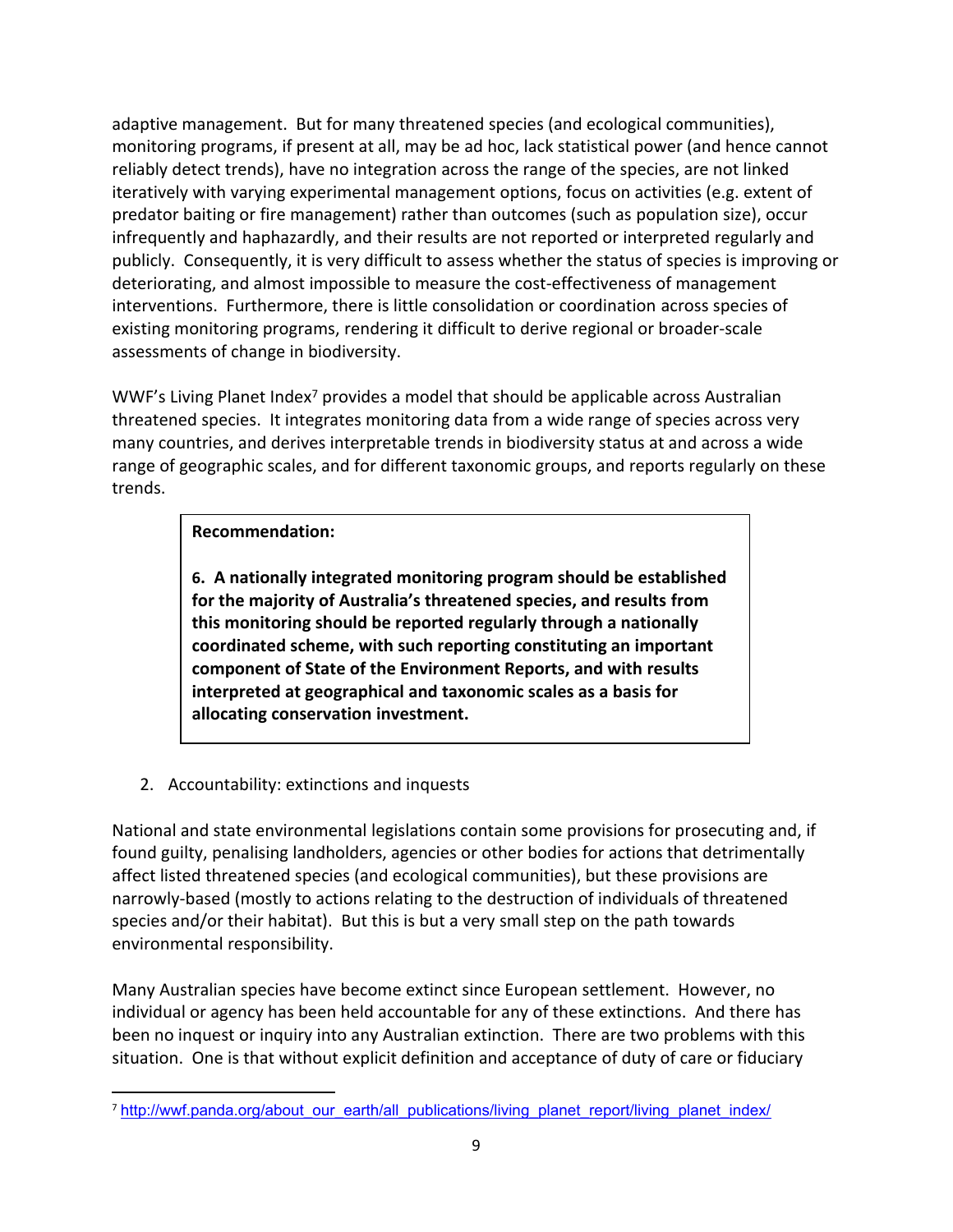adaptive management. But for many threatened species (and ecological communities), monitoring programs, if present at all, may be ad hoc, lack statistical power (and hence cannot reliably detect trends), have no integration across the range of the species, are not linked iteratively with varying experimental management options, focus on activities (e.g. extent of predator baiting or fire management) rather than outcomes (such as population size), occur infrequently and haphazardly, and their results are not reported or interpreted regularly and publicly. Consequently, it is very difficult to assess whether the status of species is improving or deteriorating, and almost impossible to measure the cost-effectiveness of management interventions. Furthermore, there is little consolidation or coordination across species of existing monitoring programs, rendering it difficult to derive regional or broader-scale assessments of change in biodiversity.

WWF's Living Planet Index[7] provides a model that should be applicable across Australian threatened species. It integrates monitoring data from a wide range of species across very many countries, and derives interpretable trends in biodiversity status at and across a wide range of geographic scales, and for different taxonomic groups, and reports regularly on these trends.

> **Recommendation:**
>
> **6. A nationally integrated monitoring program should be established for the majority of Australia's threatened species, and results from this monitoring should be reported regularly through a nationally coordinated scheme, with such reporting constituting an important component of State of the Environment Reports, and with results interpreted at geographical and taxonomic scales as a basis for allocating conservation investment.**

2. Accountability: extinctions and inquests

National and state environmental legislations contain some provisions for prosecuting and, if found guilty, penalising landholders, agencies or other bodies for actions that detrimentally affect listed threatened species (and ecological communities), but these provisions are narrowly-based (mostly to actions relating to the destruction of individuals of threatened species and/or their habitat). But this is but a very small step on the path towards environmental responsibility.

Many Australian species have become extinct since European settlement. However, no individual or agency has been held accountable for any of these extinctions. And there has been no inquest or inquiry into any Australian extinction. There are two problems with this situation. One is that without explicit definition and acceptance of duty of care or fiduciary

[7] http://wwf.panda.org/about_our_earth/all_publications/living_planet_report/living_planet_index/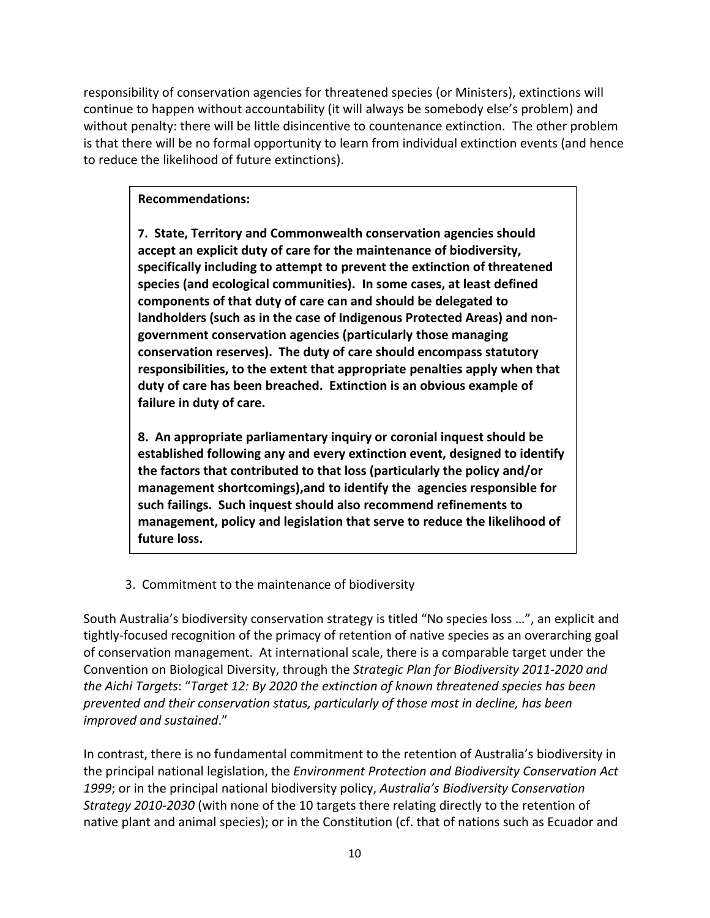responsibility of conservation agencies for threatened species (or Ministers), extinctions will continue to happen without accountability (it will always be somebody else's problem) and without penalty: there will be little disincentive to countenance extinction. The other problem is that there will be no formal opportunity to learn from individual extinction events (and hence to reduce the likelihood of future extinctions).

> **Recommendations:**
>
> **7. State, Territory and Commonwealth conservation agencies should accept an explicit duty of care for the maintenance of biodiversity, specifically including to attempt to prevent the extinction of threatened species (and ecological communities). In some cases, at least defined components of that duty of care can and should be delegated to landholders (such as in the case of Indigenous Protected Areas) and non-government conservation agencies (particularly those managing conservation reserves). The duty of care should encompass statutory responsibilities, to the extent that appropriate penalties apply when that duty of care has been breached. Extinction is an obvious example of failure in duty of care.**
>
> **8. An appropriate parliamentary inquiry or coronial inquest should be established following any and every extinction event, designed to identify the factors that contributed to that loss (particularly the policy and/or management shortcomings),and to identify the agencies responsible for such failings. Such inquest should also recommend refinements to management, policy and legislation that serve to reduce the likelihood of future loss.**

3. Commitment to the maintenance of biodiversity

South Australia's biodiversity conservation strategy is titled "No species loss …", an explicit and tightly-focused recognition of the primacy of retention of native species as an overarching goal of conservation management. At international scale, there is a comparable target under the Convention on Biological Diversity, through the *Strategic Plan for Biodiversity 2011-2020 and the Aichi Targets*: "*Target 12: By 2020 the extinction of known threatened species has been prevented and their conservation status, particularly of those most in decline, has been improved and sustained*."

In contrast, there is no fundamental commitment to the retention of Australia's biodiversity in the principal national legislation, the *Environment Protection and Biodiversity Conservation Act 1999*; or in the principal national biodiversity policy, *Australia's Biodiversity Conservation Strategy 2010-2030* (with none of the 10 targets there relating directly to the retention of native plant and animal species); or in the Constitution (cf. that of nations such as Ecuador and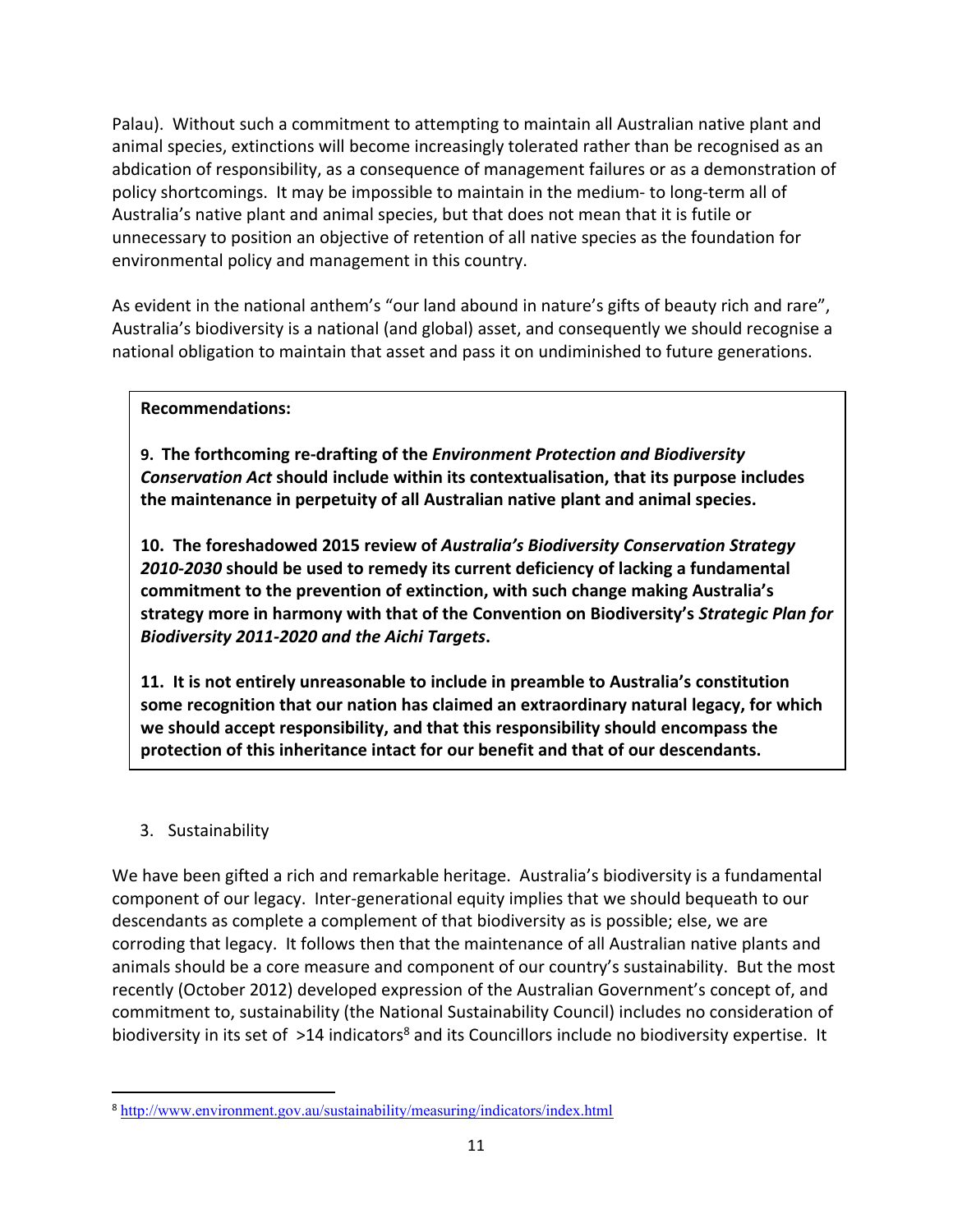Palau). Without such a commitment to attempting to maintain all Australian native plant and animal species, extinctions will become increasingly tolerated rather than be recognised as an abdication of responsibility, as a consequence of management failures or as a demonstration of policy shortcomings. It may be impossible to maintain in the medium- to long-term all of Australia's native plant and animal species, but that does not mean that it is futile or unnecessary to position an objective of retention of all native species as the foundation for environmental policy and management in this country.

As evident in the national anthem's "our land abound in nature's gifts of beauty rich and rare", Australia's biodiversity is a national (and global) asset, and consequently we should recognise a national obligation to maintain that asset and pass it on undiminished to future generations.

**Recommendations:**

**9. The forthcoming re-drafting of the *Environment Protection and Biodiversity Conservation Act* should include within its contextualisation, that its purpose includes the maintenance in perpetuity of all Australian native plant and animal species.**

**10. The foreshadowed 2015 review of *Australia's Biodiversity Conservation Strategy 2010-2030* should be used to remedy its current deficiency of lacking a fundamental commitment to the prevention of extinction, with such change making Australia's strategy more in harmony with that of the Convention on Biodiversity's *Strategic Plan for Biodiversity 2011-2020 and the Aichi Targets*.**

**11. It is not entirely unreasonable to include in preamble to Australia's constitution some recognition that our nation has claimed an extraordinary natural legacy, for which we should accept responsibility, and that this responsibility should encompass the protection of this inheritance intact for our benefit and that of our descendants.**

3. Sustainability

We have been gifted a rich and remarkable heritage. Australia's biodiversity is a fundamental component of our legacy. Inter-generational equity implies that we should bequeath to our descendants as complete a complement of that biodiversity as is possible; else, we are corroding that legacy. It follows then that the maintenance of all Australian native plants and animals should be a core measure and component of our country's sustainability. But the most recently (October 2012) developed expression of the Australian Government's concept of, and commitment to, sustainability (the National Sustainability Council) includes no consideration of biodiversity in its set of >14 indicators[8] and its Councillors include no biodiversity expertise. It

[8] http://www.environment.gov.au/sustainability/measuring/indicators/index.html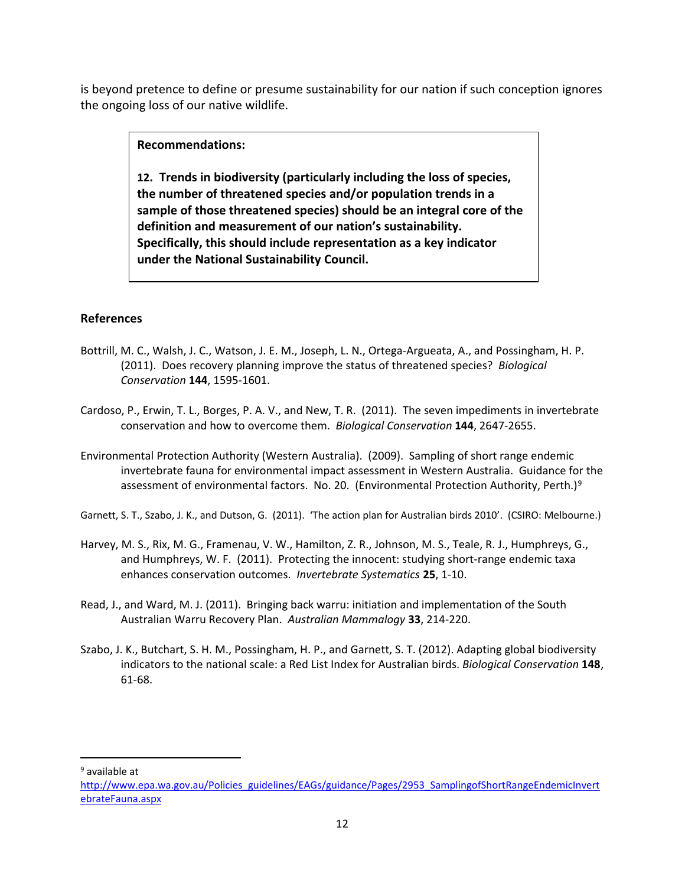is beyond pretence to define or presume sustainability for our nation if such conception ignores the ongoing loss of our native wildlife.

> **Recommendations:**
>
> **12. Trends in biodiversity (particularly including the loss of species, the number of threatened species and/or population trends in a sample of those threatened species) should be an integral core of the definition and measurement of our nation's sustainability. Specifically, this should include representation as a key indicator under the National Sustainability Council.**

## References

Bottrill, M. C., Walsh, J. C., Watson, J. E. M., Joseph, L. N., Ortega-Argueata, A., and Possingham, H. P. (2011). Does recovery planning improve the status of threatened species? *Biological Conservation* **144**, 1595-1601.

Cardoso, P., Erwin, T. L., Borges, P. A. V., and New, T. R. (2011). The seven impediments in invertebrate conservation and how to overcome them. *Biological Conservation* **144**, 2647-2655.

Environmental Protection Authority (Western Australia). (2009). Sampling of short range endemic invertebrate fauna for environmental impact assessment in Western Australia. Guidance for the assessment of environmental factors. No. 20. (Environmental Protection Authority, Perth.)[9]

Garnett, S. T., Szabo, J. K., and Dutson, G. (2011). 'The action plan for Australian birds 2010'. (CSIRO: Melbourne.)

Harvey, M. S., Rix, M. G., Framenau, V. W., Hamilton, Z. R., Johnson, M. S., Teale, R. J., Humphreys, G., and Humphreys, W. F. (2011). Protecting the innocent: studying short-range endemic taxa enhances conservation outcomes. *Invertebrate Systematics* **25**, 1-10.

Read, J., and Ward, M. J. (2011). Bringing back warru: initiation and implementation of the South Australian Warru Recovery Plan. *Australian Mammalogy* **33**, 214-220.

Szabo, J. K., Butchart, S. H. M., Possingham, H. P., and Garnett, S. T. (2012). Adapting global biodiversity indicators to the national scale: a Red List Index for Australian birds. *Biological Conservation* **148**, 61-68.

---

[9] available at http://www.epa.wa.gov.au/Policies_guidelines/EAGs/guidance/Pages/2953_SamplingofShortRangeEndemicInvertebrateFauna.aspx